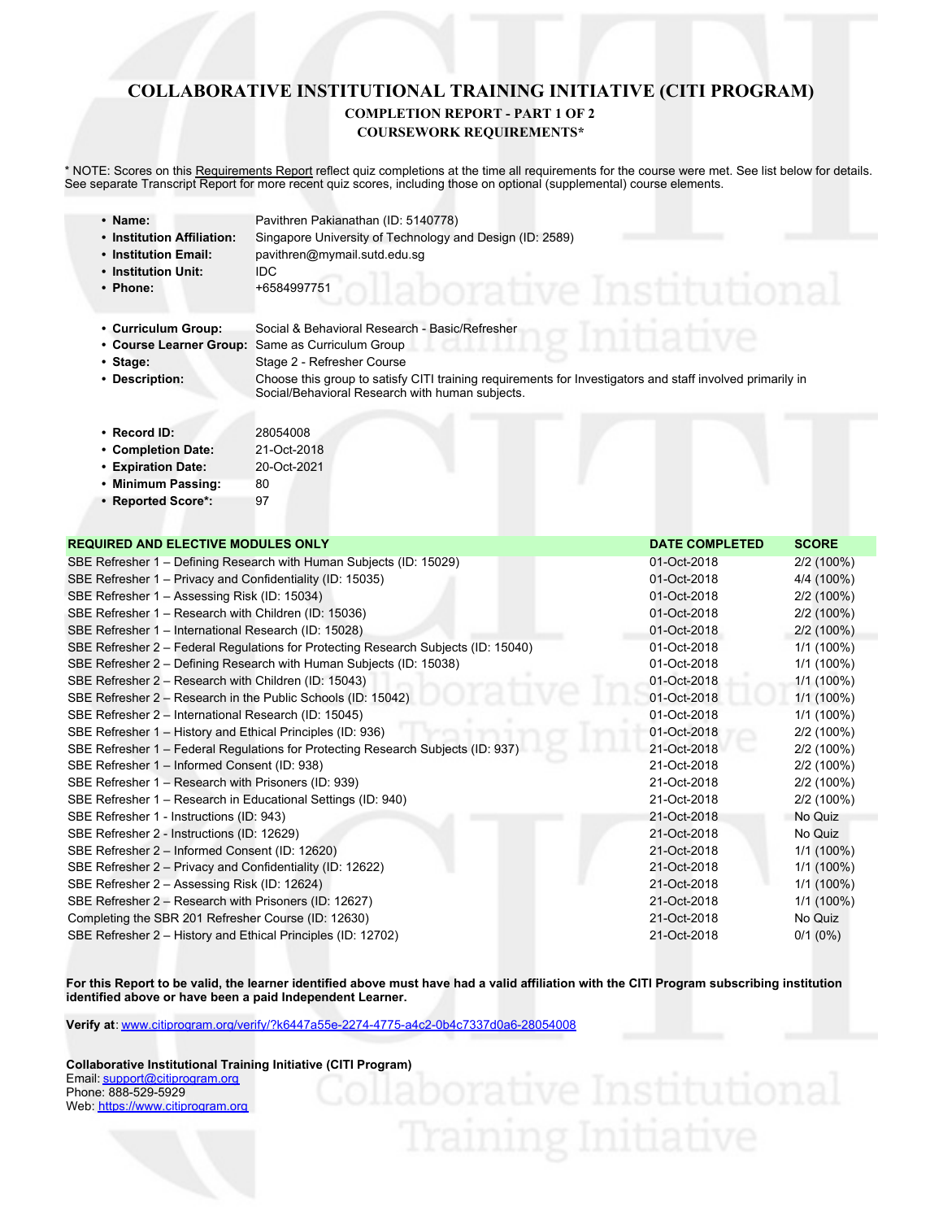# COLLABORATIVE INSTITUTIONAL TRAINING INITIATIVE (CITI PROGRAM)

## COMPLETION REPORT - PART 1 OF 2

## COURSEWORK REQUIREMENTS*

* NOTE: Scores on this Requirements Report reflect quiz completions at the time all requirements for the course were met. See list below for details. See separate Transcript Report for more recent quiz scores, including those on optional (supplemental) course elements.

- **Name:** Pavithren Pakianathan (ID: 5140778)
- **Institution Affiliation:** Singapore University of Technology and Design (ID: 2589)
- **Institution Email:** pavithren@mymail.sutd.edu.sg
- **Institution Unit:** IDC
- **Phone:** +6584997751

- **Curriculum Group:** Social & Behavioral Research - Basic/Refresher
- **Course Learner Group:** Same as Curriculum Group
- **Stage:** Stage 2 - Refresher Course
- **Description:** Choose this group to satisfy CITI training requirements for Investigators and staff involved primarily in Social/Behavioral Research with human subjects.

- **Record ID:** 28054008
- **Completion Date:** 21-Oct-2018
- **Expiration Date:** 20-Oct-2021
- **Minimum Passing:** 80
- **Reported Score*:** 97

| REQUIRED AND ELECTIVE MODULES ONLY | DATE COMPLETED | SCORE |
|---|---|---|
| SBE Refresher 1 – Defining Research with Human Subjects (ID: 15029) | 01-Oct-2018 | 2/2 (100%) |
| SBE Refresher 1 – Privacy and Confidentiality (ID: 15035) | 01-Oct-2018 | 4/4 (100%) |
| SBE Refresher 1 – Assessing Risk (ID: 15034) | 01-Oct-2018 | 2/2 (100%) |
| SBE Refresher 1 – Research with Children (ID: 15036) | 01-Oct-2018 | 2/2 (100%) |
| SBE Refresher 1 – International Research (ID: 15028) | 01-Oct-2018 | 2/2 (100%) |
| SBE Refresher 2 – Federal Regulations for Protecting Research Subjects (ID: 15040) | 01-Oct-2018 | 1/1 (100%) |
| SBE Refresher 2 – Defining Research with Human Subjects (ID: 15038) | 01-Oct-2018 | 1/1 (100%) |
| SBE Refresher 2 – Research with Children (ID: 15043) | 01-Oct-2018 | 1/1 (100%) |
| SBE Refresher 2 – Research in the Public Schools (ID: 15042) | 01-Oct-2018 | 1/1 (100%) |
| SBE Refresher 2 – International Research (ID: 15045) | 01-Oct-2018 | 1/1 (100%) |
| SBE Refresher 1 – History and Ethical Principles (ID: 936) | 01-Oct-2018 | 2/2 (100%) |
| SBE Refresher 1 – Federal Regulations for Protecting Research Subjects (ID: 937) | 21-Oct-2018 | 2/2 (100%) |
| SBE Refresher 1 – Informed Consent (ID: 938) | 21-Oct-2018 | 2/2 (100%) |
| SBE Refresher 1 – Research with Prisoners (ID: 939) | 21-Oct-2018 | 2/2 (100%) |
| SBE Refresher 1 – Research in Educational Settings (ID: 940) | 21-Oct-2018 | 2/2 (100%) |
| SBE Refresher 1 - Instructions (ID: 943) | 21-Oct-2018 | No Quiz |
| SBE Refresher 2 - Instructions (ID: 12629) | 21-Oct-2018 | No Quiz |
| SBE Refresher 2 – Informed Consent (ID: 12620) | 21-Oct-2018 | 1/1 (100%) |
| SBE Refresher 2 – Privacy and Confidentiality (ID: 12622) | 21-Oct-2018 | 1/1 (100%) |
| SBE Refresher 2 – Assessing Risk (ID: 12624) | 21-Oct-2018 | 1/1 (100%) |
| SBE Refresher 2 – Research with Prisoners (ID: 12627) | 21-Oct-2018 | 1/1 (100%) |
| Completing the SBR 201 Refresher Course (ID: 12630) | 21-Oct-2018 | No Quiz |
| SBE Refresher 2 – History and Ethical Principles (ID: 12702) | 21-Oct-2018 | 0/1 (0%) |

**For this Report to be valid, the learner identified above must have had a valid affiliation with the CITI Program subscribing institution identified above or have been a paid Independent Learner.**

**Verify at**: www.citiprogram.org/verify/?k6447a55e-2274-4775-a4c2-0b4c7337d0a6-28054008

**Collaborative Institutional Training Initiative (CITI Program)**
Email: support@citiprogram.org
Phone: 888-529-5929
Web: https://www.citiprogram.org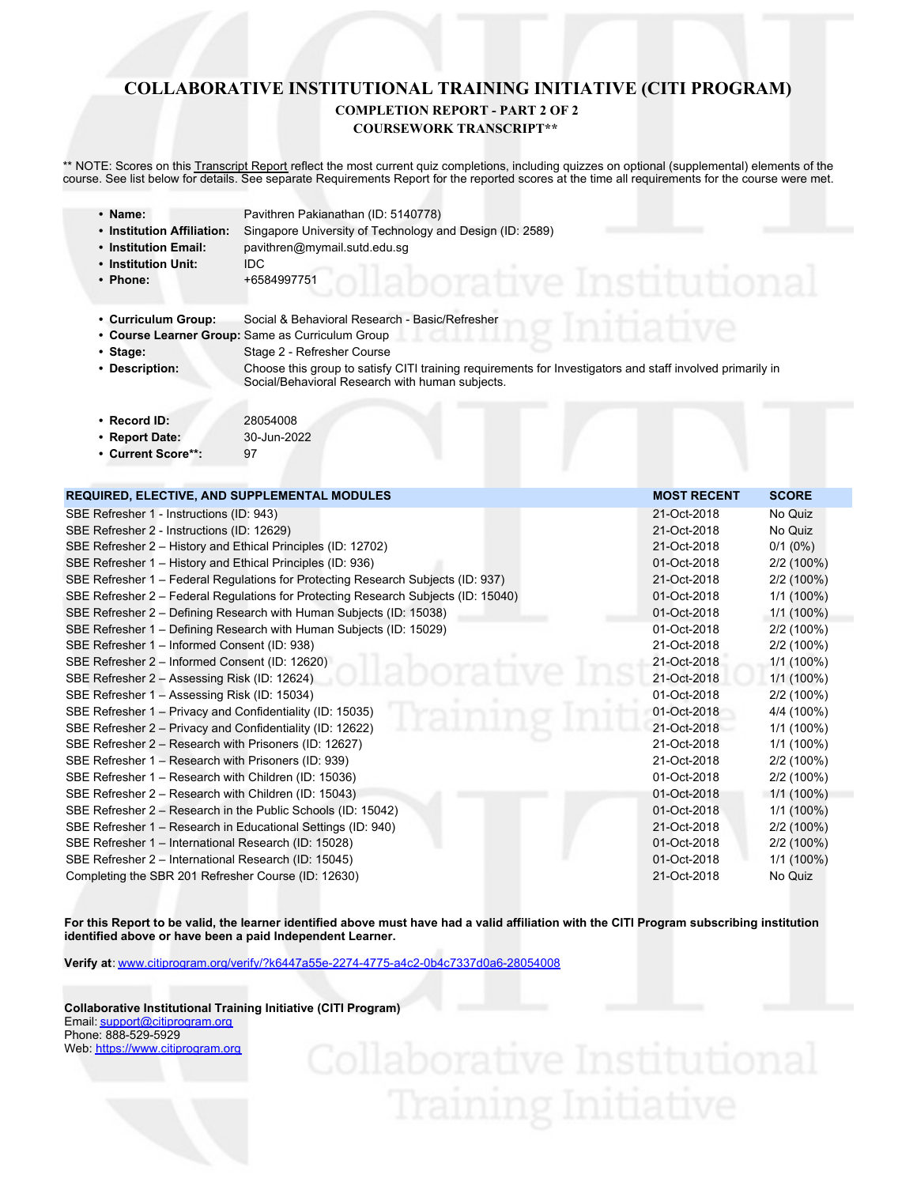# COLLABORATIVE INSTITUTIONAL TRAINING INITIATIVE (CITI PROGRAM)

## COMPLETION REPORT - PART 2 OF 2
## COURSEWORK TRANSCRIPT**

** NOTE: Scores on this Transcript Report reflect the most current quiz completions, including quizzes on optional (supplemental) elements of the course. See list below for details. See separate Requirements Report for the reported scores at the time all requirements for the course were met.

- **Name:** Pavithren Pakianathan (ID: 5140778)
- **Institution Affiliation:** Singapore University of Technology and Design (ID: 2589)
- **Institution Email:** pavithren@mymail.sutd.edu.sg
- **Institution Unit:** IDC
- **Phone:** +6584997751

- **Curriculum Group:** Social & Behavioral Research - Basic/Refresher
- **Course Learner Group:** Same as Curriculum Group
- **Stage:** Stage 2 - Refresher Course
- **Description:** Choose this group to satisfy CITI training requirements for Investigators and staff involved primarily in Social/Behavioral Research with human subjects.

- **Record ID:** 28054008
- **Report Date:** 30-Jun-2022
- **Current Score**:** 97

| REQUIRED, ELECTIVE, AND SUPPLEMENTAL MODULES | MOST RECENT | SCORE |
|---|---|---|
| SBE Refresher 1 - Instructions (ID: 943) | 21-Oct-2018 | No Quiz |
| SBE Refresher 2 - Instructions (ID: 12629) | 21-Oct-2018 | No Quiz |
| SBE Refresher 2 – History and Ethical Principles (ID: 12702) | 21-Oct-2018 | 0/1 (0%) |
| SBE Refresher 1 – History and Ethical Principles (ID: 936) | 01-Oct-2018 | 2/2 (100%) |
| SBE Refresher 1 – Federal Regulations for Protecting Research Subjects (ID: 937) | 21-Oct-2018 | 2/2 (100%) |
| SBE Refresher 2 – Federal Regulations for Protecting Research Subjects (ID: 15040) | 01-Oct-2018 | 1/1 (100%) |
| SBE Refresher 2 – Defining Research with Human Subjects (ID: 15038) | 01-Oct-2018 | 1/1 (100%) |
| SBE Refresher 1 – Defining Research with Human Subjects (ID: 15029) | 01-Oct-2018 | 2/2 (100%) |
| SBE Refresher 1 – Informed Consent (ID: 938) | 21-Oct-2018 | 2/2 (100%) |
| SBE Refresher 2 – Informed Consent (ID: 12620) | 21-Oct-2018 | 1/1 (100%) |
| SBE Refresher 2 – Assessing Risk (ID: 12624) | 21-Oct-2018 | 1/1 (100%) |
| SBE Refresher 1 – Assessing Risk (ID: 15034) | 01-Oct-2018 | 2/2 (100%) |
| SBE Refresher 1 – Privacy and Confidentiality (ID: 15035) | 01-Oct-2018 | 4/4 (100%) |
| SBE Refresher 2 – Privacy and Confidentiality (ID: 12622) | 21-Oct-2018 | 1/1 (100%) |
| SBE Refresher 2 – Research with Prisoners (ID: 12627) | 21-Oct-2018 | 1/1 (100%) |
| SBE Refresher 1 – Research with Prisoners (ID: 939) | 21-Oct-2018 | 2/2 (100%) |
| SBE Refresher 1 – Research with Children (ID: 15036) | 01-Oct-2018 | 2/2 (100%) |
| SBE Refresher 2 – Research with Children (ID: 15043) | 01-Oct-2018 | 1/1 (100%) |
| SBE Refresher 2 – Research in the Public Schools (ID: 15042) | 01-Oct-2018 | 1/1 (100%) |
| SBE Refresher 1 – Research in Educational Settings (ID: 940) | 21-Oct-2018 | 2/2 (100%) |
| SBE Refresher 1 – International Research (ID: 15028) | 01-Oct-2018 | 2/2 (100%) |
| SBE Refresher 2 – International Research (ID: 15045) | 01-Oct-2018 | 1/1 (100%) |
| Completing the SBR 201 Refresher Course (ID: 12630) | 21-Oct-2018 | No Quiz |

**For this Report to be valid, the learner identified above must have had a valid affiliation with the CITI Program subscribing institution identified above or have been a paid Independent Learner.**

**Verify at**: www.citiprogram.org/verify/?k6447a55e-2274-4775-a4c2-0b4c7337d0a6-28054008

**Collaborative Institutional Training Initiative (CITI Program)**
Email: support@citiprogram.org
Phone: 888-529-5929
Web: https://www.citiprogram.org